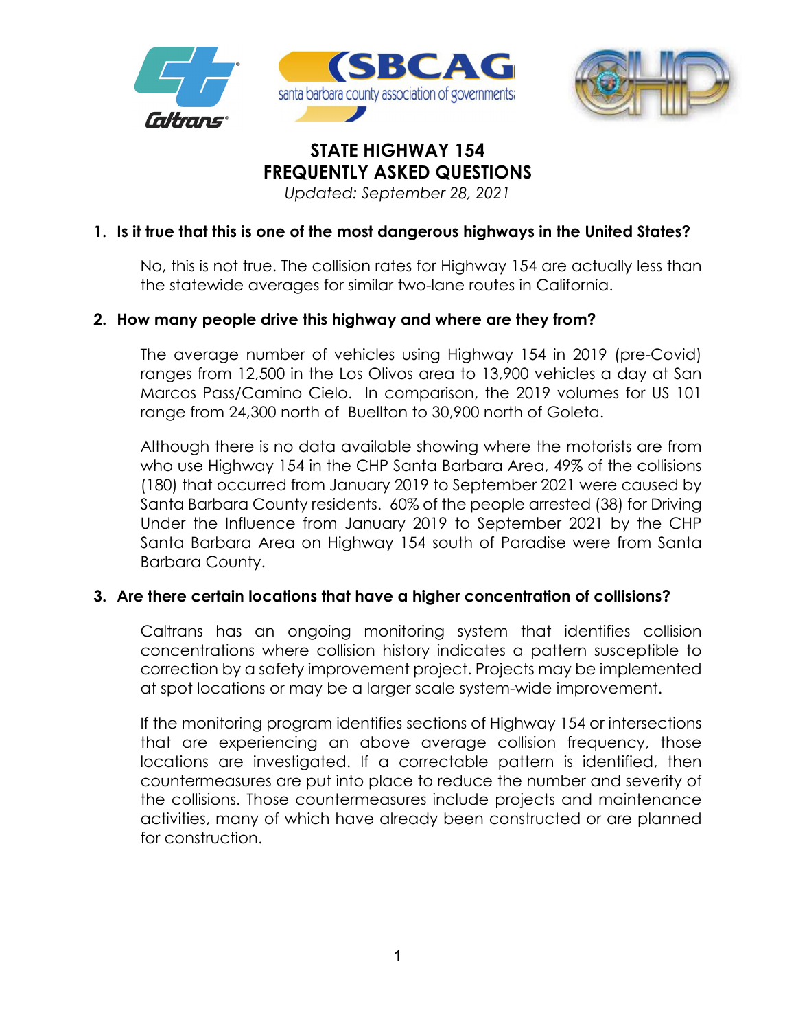# STATE HIGHWAY 154
# FREQUENTLY ASKED QUESTIONS

*Updated: September 28, 2021*

**1. Is it true that this is one of the most dangerous highways in the United States?**

No, this is not true. The collision rates for Highway 154 are actually less than the statewide averages for similar two-lane routes in California.

**2. How many people drive this highway and where are they from?**

The average number of vehicles using Highway 154 in 2019 (pre-Covid) ranges from 12,500 in the Los Olivos area to 13,900 vehicles a day at San Marcos Pass/Camino Cielo. In comparison, the 2019 volumes for US 101 range from 24,300 north of Buellton to 30,900 north of Goleta.

Although there is no data available showing where the motorists are from who use Highway 154 in the CHP Santa Barbara Area, 49% of the collisions (180) that occurred from January 2019 to September 2021 were caused by Santa Barbara County residents. 60% of the people arrested (38) for Driving Under the Influence from January 2019 to September 2021 by the CHP Santa Barbara Area on Highway 154 south of Paradise were from Santa Barbara County.

**3. Are there certain locations that have a higher concentration of collisions?**

Caltrans has an ongoing monitoring system that identifies collision concentrations where collision history indicates a pattern susceptible to correction by a safety improvement project. Projects may be implemented at spot locations or may be a larger scale system-wide improvement.

If the monitoring program identifies sections of Highway 154 or intersections that are experiencing an above average collision frequency, those locations are investigated. If a correctable pattern is identified, then countermeasures are put into place to reduce the number and severity of the collisions. Those countermeasures include projects and maintenance activities, many of which have already been constructed or are planned for construction.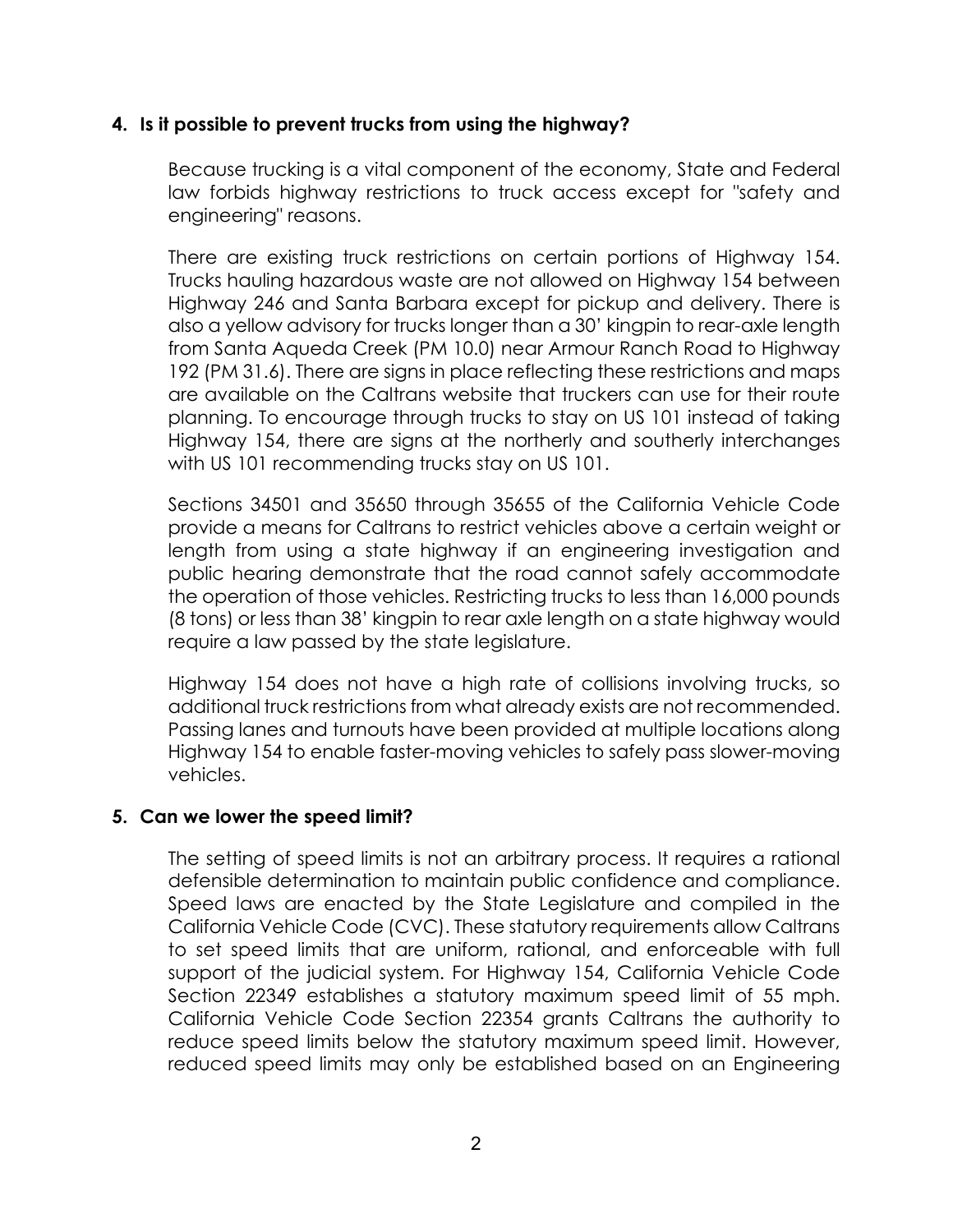**4. Is it possible to prevent trucks from using the highway?**

Because trucking is a vital component of the economy, State and Federal law forbids highway restrictions to truck access except for "safety and engineering" reasons.

There are existing truck restrictions on certain portions of Highway 154. Trucks hauling hazardous waste are not allowed on Highway 154 between Highway 246 and Santa Barbara except for pickup and delivery. There is also a yellow advisory for trucks longer than a 30' kingpin to rear-axle length from Santa Aqueda Creek (PM 10.0) near Armour Ranch Road to Highway 192 (PM 31.6). There are signs in place reflecting these restrictions and maps are available on the Caltrans website that truckers can use for their route planning. To encourage through trucks to stay on US 101 instead of taking Highway 154, there are signs at the northerly and southerly interchanges with US 101 recommending trucks stay on US 101.

Sections 34501 and 35650 through 35655 of the California Vehicle Code provide a means for Caltrans to restrict vehicles above a certain weight or length from using a state highway if an engineering investigation and public hearing demonstrate that the road cannot safely accommodate the operation of those vehicles. Restricting trucks to less than 16,000 pounds (8 tons) or less than 38' kingpin to rear axle length on a state highway would require a law passed by the state legislature.

Highway 154 does not have a high rate of collisions involving trucks, so additional truck restrictions from what already exists are not recommended. Passing lanes and turnouts have been provided at multiple locations along Highway 154 to enable faster-moving vehicles to safely pass slower-moving vehicles.

**5. Can we lower the speed limit?**

The setting of speed limits is not an arbitrary process. It requires a rational defensible determination to maintain public confidence and compliance. Speed laws are enacted by the State Legislature and compiled in the California Vehicle Code (CVC). These statutory requirements allow Caltrans to set speed limits that are uniform, rational, and enforceable with full support of the judicial system. For Highway 154, California Vehicle Code Section 22349 establishes a statutory maximum speed limit of 55 mph. California Vehicle Code Section 22354 grants Caltrans the authority to reduce speed limits below the statutory maximum speed limit. However, reduced speed limits may only be established based on an Engineering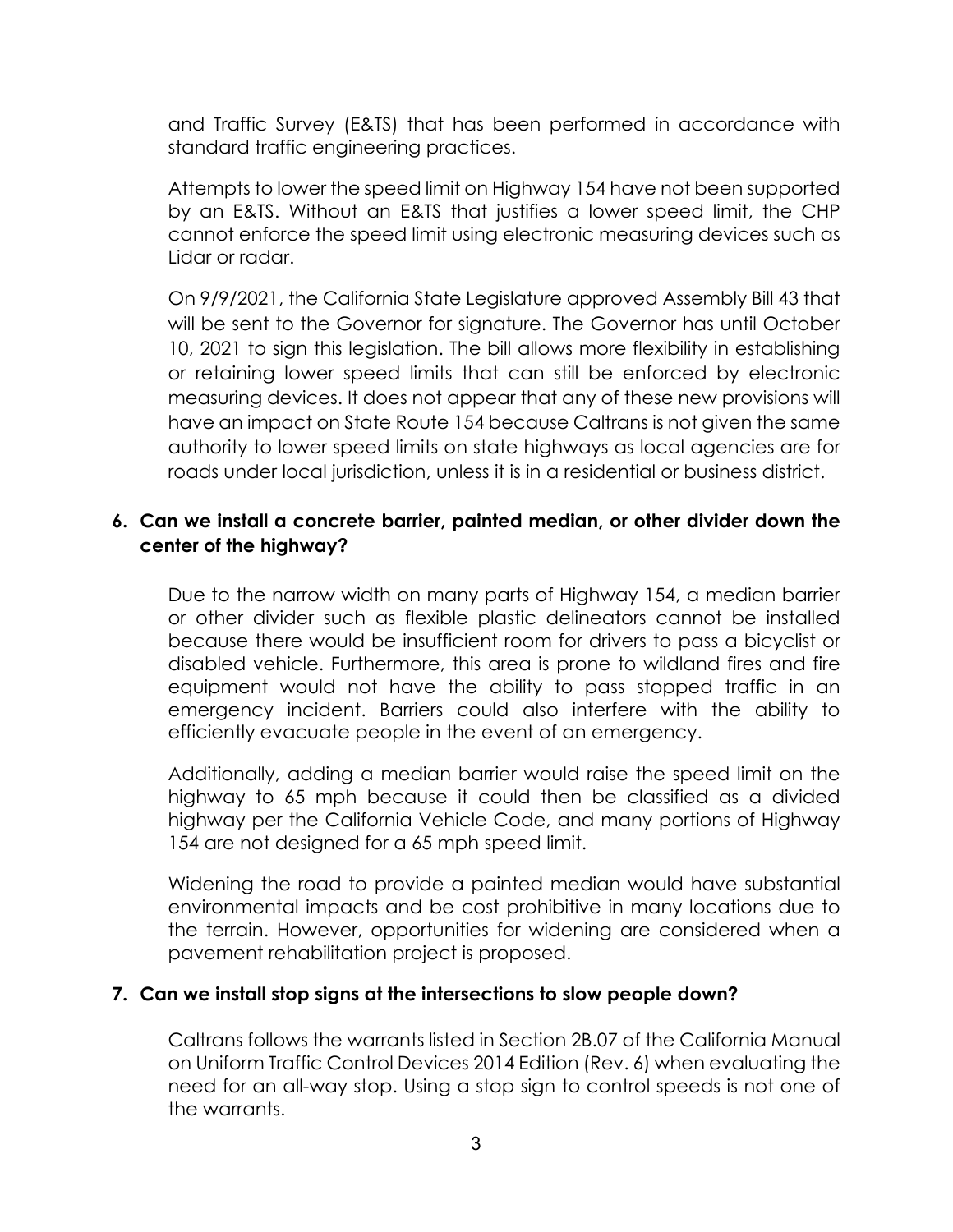and Traffic Survey (E&TS) that has been performed in accordance with standard traffic engineering practices.

Attempts to lower the speed limit on Highway 154 have not been supported by an E&TS. Without an E&TS that justifies a lower speed limit, the CHP cannot enforce the speed limit using electronic measuring devices such as Lidar or radar.

On 9/9/2021, the California State Legislature approved Assembly Bill 43 that will be sent to the Governor for signature. The Governor has until October 10, 2021 to sign this legislation. The bill allows more flexibility in establishing or retaining lower speed limits that can still be enforced by electronic measuring devices. It does not appear that any of these new provisions will have an impact on State Route 154 because Caltrans is not given the same authority to lower speed limits on state highways as local agencies are for roads under local jurisdiction, unless it is in a residential or business district.

**6. Can we install a concrete barrier, painted median, or other divider down the center of the highway?**

Due to the narrow width on many parts of Highway 154, a median barrier or other divider such as flexible plastic delineators cannot be installed because there would be insufficient room for drivers to pass a bicyclist or disabled vehicle. Furthermore, this area is prone to wildland fires and fire equipment would not have the ability to pass stopped traffic in an emergency incident. Barriers could also interfere with the ability to efficiently evacuate people in the event of an emergency.

Additionally, adding a median barrier would raise the speed limit on the highway to 65 mph because it could then be classified as a divided highway per the California Vehicle Code, and many portions of Highway 154 are not designed for a 65 mph speed limit.

Widening the road to provide a painted median would have substantial environmental impacts and be cost prohibitive in many locations due to the terrain. However, opportunities for widening are considered when a pavement rehabilitation project is proposed.

**7. Can we install stop signs at the intersections to slow people down?**

Caltrans follows the warrants listed in Section 2B.07 of the California Manual on Uniform Traffic Control Devices 2014 Edition (Rev. 6) when evaluating the need for an all-way stop. Using a stop sign to control speeds is not one of the warrants.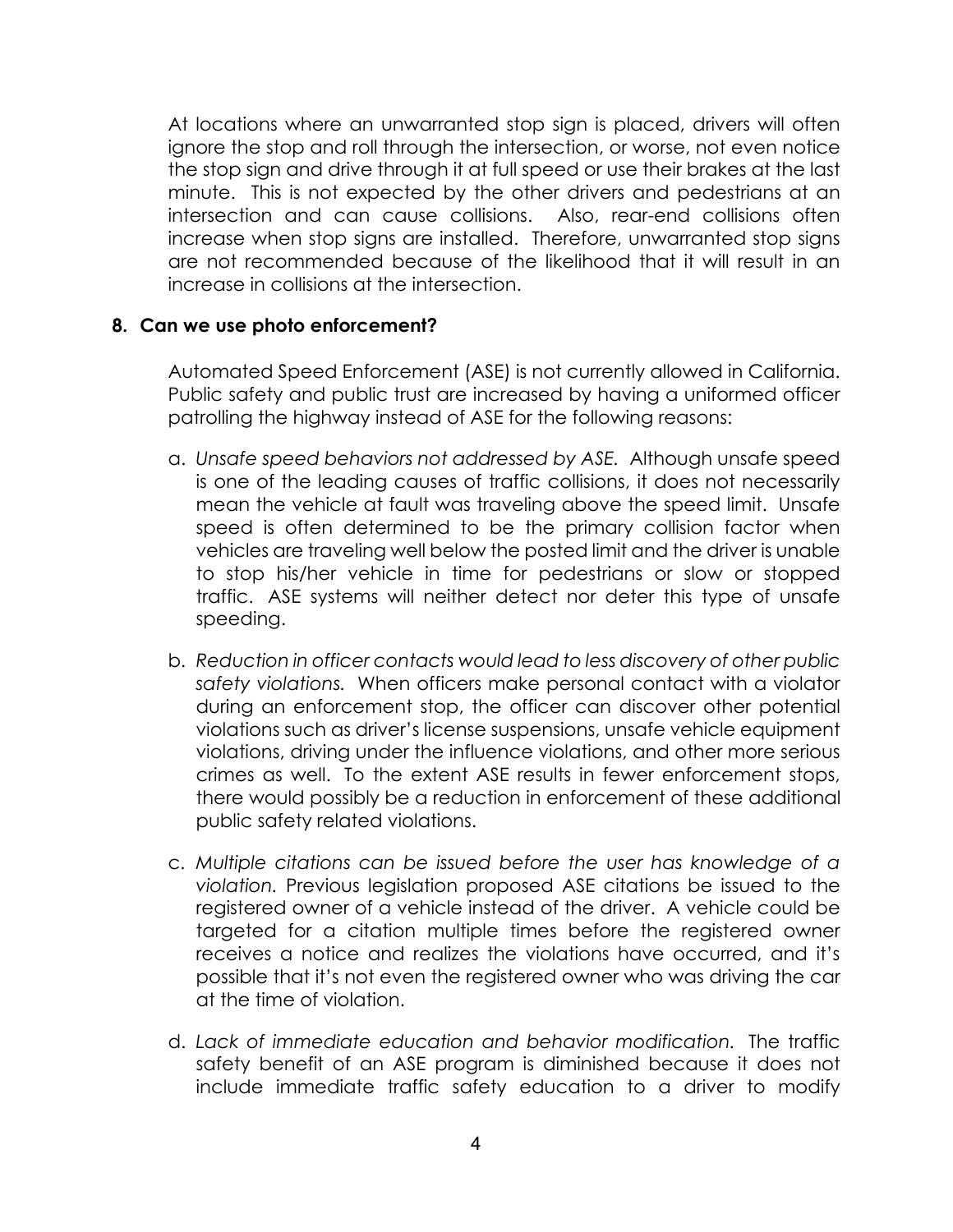At locations where an unwarranted stop sign is placed, drivers will often ignore the stop and roll through the intersection, or worse, not even notice the stop sign and drive through it at full speed or use their brakes at the last minute. This is not expected by the other drivers and pedestrians at an intersection and can cause collisions. Also, rear-end collisions often increase when stop signs are installed. Therefore, unwarranted stop signs are not recommended because of the likelihood that it will result in an increase in collisions at the intersection.

**8. Can we use photo enforcement?**

Automated Speed Enforcement (ASE) is not currently allowed in California. Public safety and public trust are increased by having a uniformed officer patrolling the highway instead of ASE for the following reasons:

a. *Unsafe speed behaviors not addressed by ASE.* Although unsafe speed is one of the leading causes of traffic collisions, it does not necessarily mean the vehicle at fault was traveling above the speed limit. Unsafe speed is often determined to be the primary collision factor when vehicles are traveling well below the posted limit and the driver is unable to stop his/her vehicle in time for pedestrians or slow or stopped traffic. ASE systems will neither detect nor deter this type of unsafe speeding.

b. *Reduction in officer contacts would lead to less discovery of other public safety violations.* When officers make personal contact with a violator during an enforcement stop, the officer can discover other potential violations such as driver's license suspensions, unsafe vehicle equipment violations, driving under the influence violations, and other more serious crimes as well. To the extent ASE results in fewer enforcement stops, there would possibly be a reduction in enforcement of these additional public safety related violations.

c. *Multiple citations can be issued before the user has knowledge of a violation.* Previous legislation proposed ASE citations be issued to the registered owner of a vehicle instead of the driver. A vehicle could be targeted for a citation multiple times before the registered owner receives a notice and realizes the violations have occurred, and it's possible that it's not even the registered owner who was driving the car at the time of violation.

d. *Lack of immediate education and behavior modification.* The traffic safety benefit of an ASE program is diminished because it does not include immediate traffic safety education to a driver to modify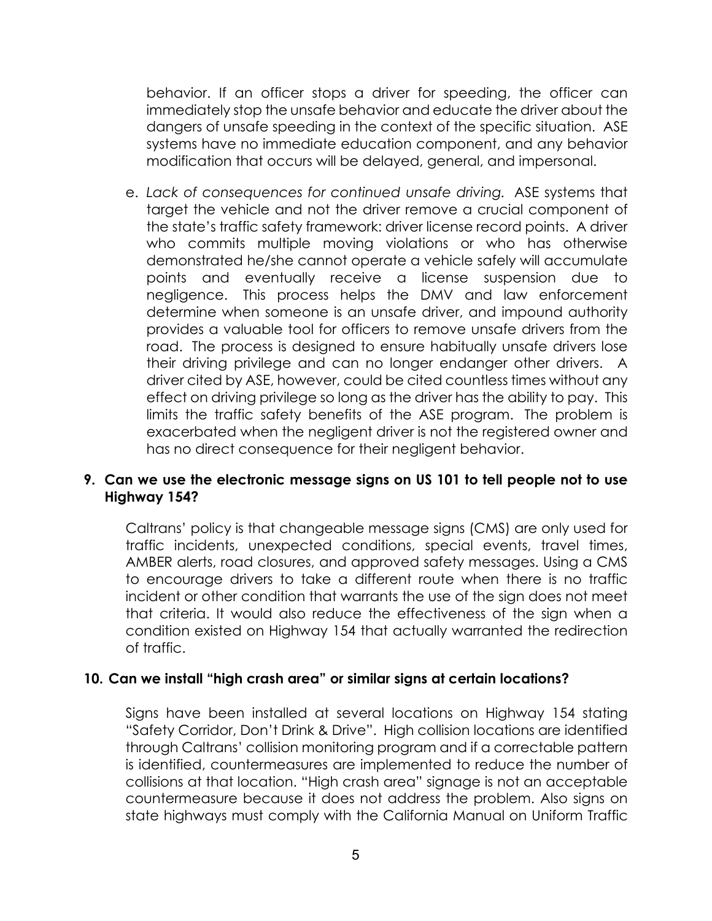behavior. If an officer stops a driver for speeding, the officer can immediately stop the unsafe behavior and educate the driver about the dangers of unsafe speeding in the context of the specific situation. ASE systems have no immediate education component, and any behavior modification that occurs will be delayed, general, and impersonal.

e. *Lack of consequences for continued unsafe driving.* ASE systems that target the vehicle and not the driver remove a crucial component of the state's traffic safety framework: driver license record points. A driver who commits multiple moving violations or who has otherwise demonstrated he/she cannot operate a vehicle safely will accumulate points and eventually receive a license suspension due to negligence. This process helps the DMV and law enforcement determine when someone is an unsafe driver, and impound authority provides a valuable tool for officers to remove unsafe drivers from the road. The process is designed to ensure habitually unsafe drivers lose their driving privilege and can no longer endanger other drivers. A driver cited by ASE, however, could be cited countless times without any effect on driving privilege so long as the driver has the ability to pay. This limits the traffic safety benefits of the ASE program. The problem is exacerbated when the negligent driver is not the registered owner and has no direct consequence for their negligent behavior.

**9. Can we use the electronic message signs on US 101 to tell people not to use Highway 154?**

Caltrans' policy is that changeable message signs (CMS) are only used for traffic incidents, unexpected conditions, special events, travel times, AMBER alerts, road closures, and approved safety messages. Using a CMS to encourage drivers to take a different route when there is no traffic incident or other condition that warrants the use of the sign does not meet that criteria. It would also reduce the effectiveness of the sign when a condition existed on Highway 154 that actually warranted the redirection of traffic.

**10. Can we install "high crash area" or similar signs at certain locations?**

Signs have been installed at several locations on Highway 154 stating "Safety Corridor, Don't Drink & Drive". High collision locations are identified through Caltrans' collision monitoring program and if a correctable pattern is identified, countermeasures are implemented to reduce the number of collisions at that location. "High crash area" signage is not an acceptable countermeasure because it does not address the problem. Also signs on state highways must comply with the California Manual on Uniform Traffic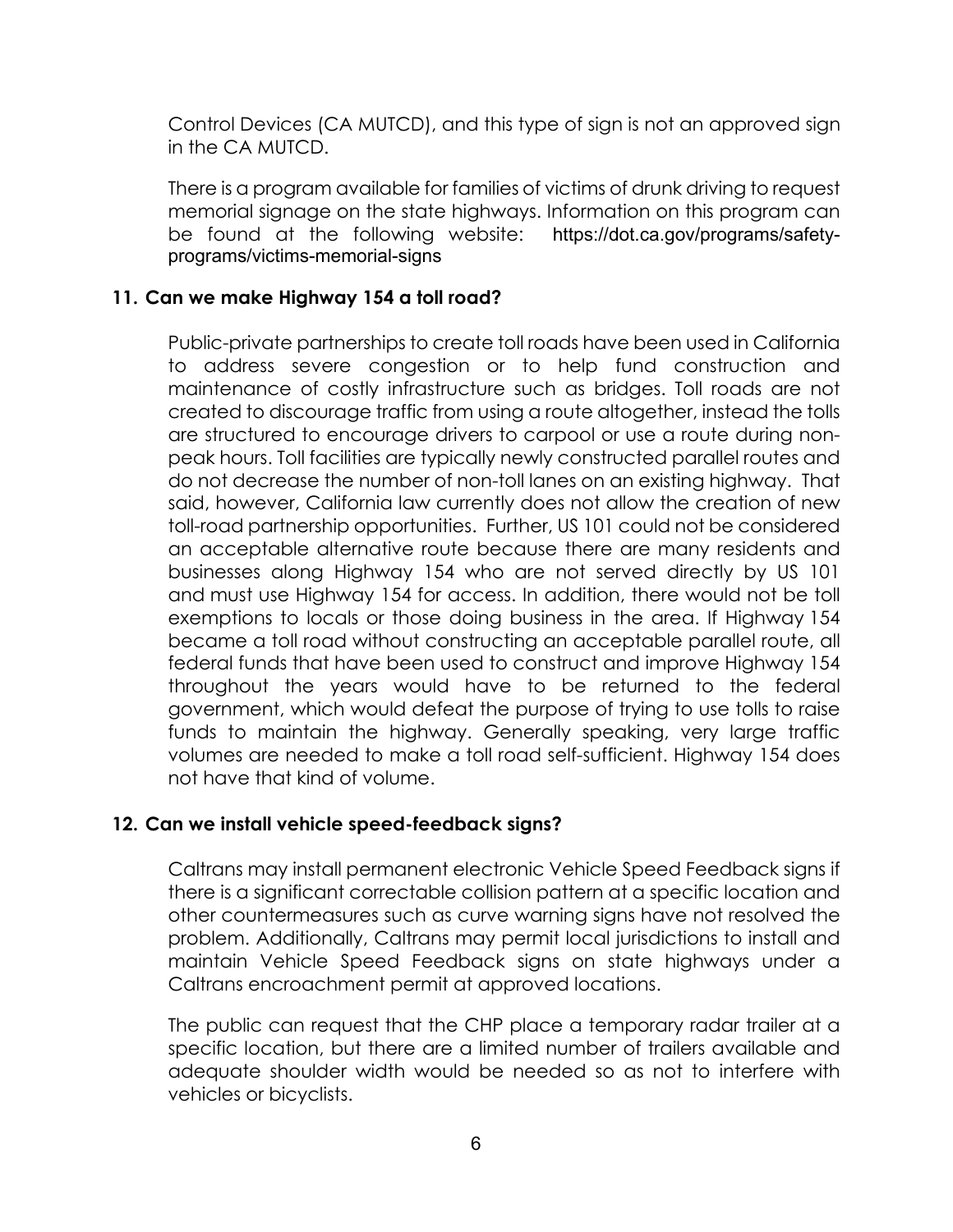Control Devices (CA MUTCD), and this type of sign is not an approved sign in the CA MUTCD.

There is a program available for families of victims of drunk driving to request memorial signage on the state highways. Information on this program can be found at the following website: https://dot.ca.gov/programs/safety-programs/victims-memorial-signs

**11. Can we make Highway 154 a toll road?**

Public-private partnerships to create toll roads have been used in California to address severe congestion or to help fund construction and maintenance of costly infrastructure such as bridges. Toll roads are not created to discourage traffic from using a route altogether, instead the tolls are structured to encourage drivers to carpool or use a route during non-peak hours. Toll facilities are typically newly constructed parallel routes and do not decrease the number of non-toll lanes on an existing highway. That said, however, California law currently does not allow the creation of new toll-road partnership opportunities. Further, US 101 could not be considered an acceptable alternative route because there are many residents and businesses along Highway 154 who are not served directly by US 101 and must use Highway 154 for access. In addition, there would not be toll exemptions to locals or those doing business in the area. If Highway 154 became a toll road without constructing an acceptable parallel route, all federal funds that have been used to construct and improve Highway 154 throughout the years would have to be returned to the federal government, which would defeat the purpose of trying to use tolls to raise funds to maintain the highway. Generally speaking, very large traffic volumes are needed to make a toll road self-sufficient. Highway 154 does not have that kind of volume.

**12. Can we install vehicle speed-feedback signs?**

Caltrans may install permanent electronic Vehicle Speed Feedback signs if there is a significant correctable collision pattern at a specific location and other countermeasures such as curve warning signs have not resolved the problem. Additionally, Caltrans may permit local jurisdictions to install and maintain Vehicle Speed Feedback signs on state highways under a Caltrans encroachment permit at approved locations.

The public can request that the CHP place a temporary radar trailer at a specific location, but there are a limited number of trailers available and adequate shoulder width would be needed so as not to interfere with vehicles or bicyclists.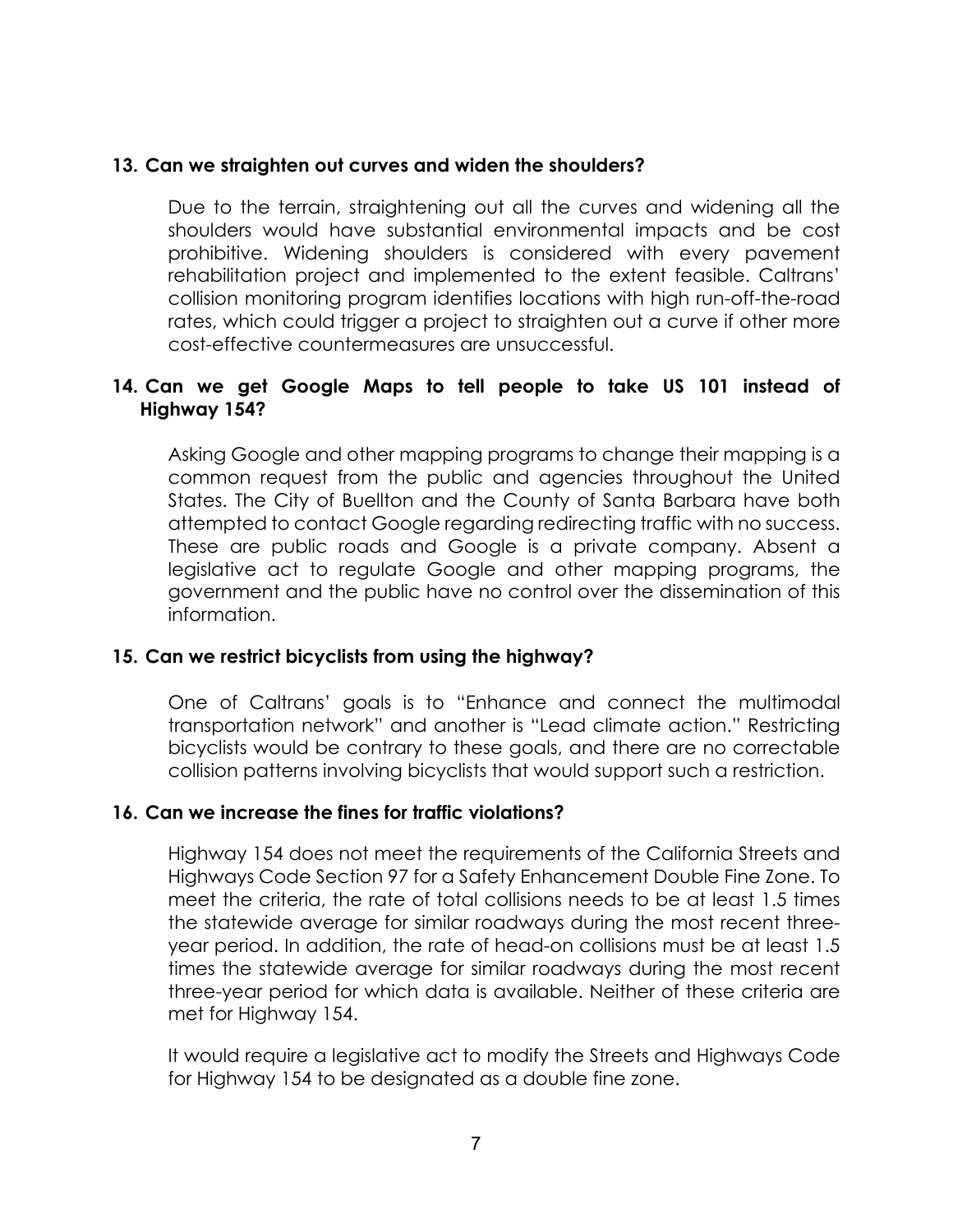**13. Can we straighten out curves and widen the shoulders?**

Due to the terrain, straightening out all the curves and widening all the shoulders would have substantial environmental impacts and be cost prohibitive. Widening shoulders is considered with every pavement rehabilitation project and implemented to the extent feasible. Caltrans' collision monitoring program identifies locations with high run-off-the-road rates, which could trigger a project to straighten out a curve if other more cost-effective countermeasures are unsuccessful.

**14. Can we get Google Maps to tell people to take US 101 instead of Highway 154?**

Asking Google and other mapping programs to change their mapping is a common request from the public and agencies throughout the United States. The City of Buellton and the County of Santa Barbara have both attempted to contact Google regarding redirecting traffic with no success. These are public roads and Google is a private company. Absent a legislative act to regulate Google and other mapping programs, the government and the public have no control over the dissemination of this information.

**15. Can we restrict bicyclists from using the highway?**

One of Caltrans' goals is to "Enhance and connect the multimodal transportation network" and another is "Lead climate action." Restricting bicyclists would be contrary to these goals, and there are no correctable collision patterns involving bicyclists that would support such a restriction.

**16. Can we increase the fines for traffic violations?**

Highway 154 does not meet the requirements of the California Streets and Highways Code Section 97 for a Safety Enhancement Double Fine Zone. To meet the criteria, the rate of total collisions needs to be at least 1.5 times the statewide average for similar roadways during the most recent three-year period. In addition, the rate of head-on collisions must be at least 1.5 times the statewide average for similar roadways during the most recent three-year period for which data is available. Neither of these criteria are met for Highway 154.

It would require a legislative act to modify the Streets and Highways Code for Highway 154 to be designated as a double fine zone.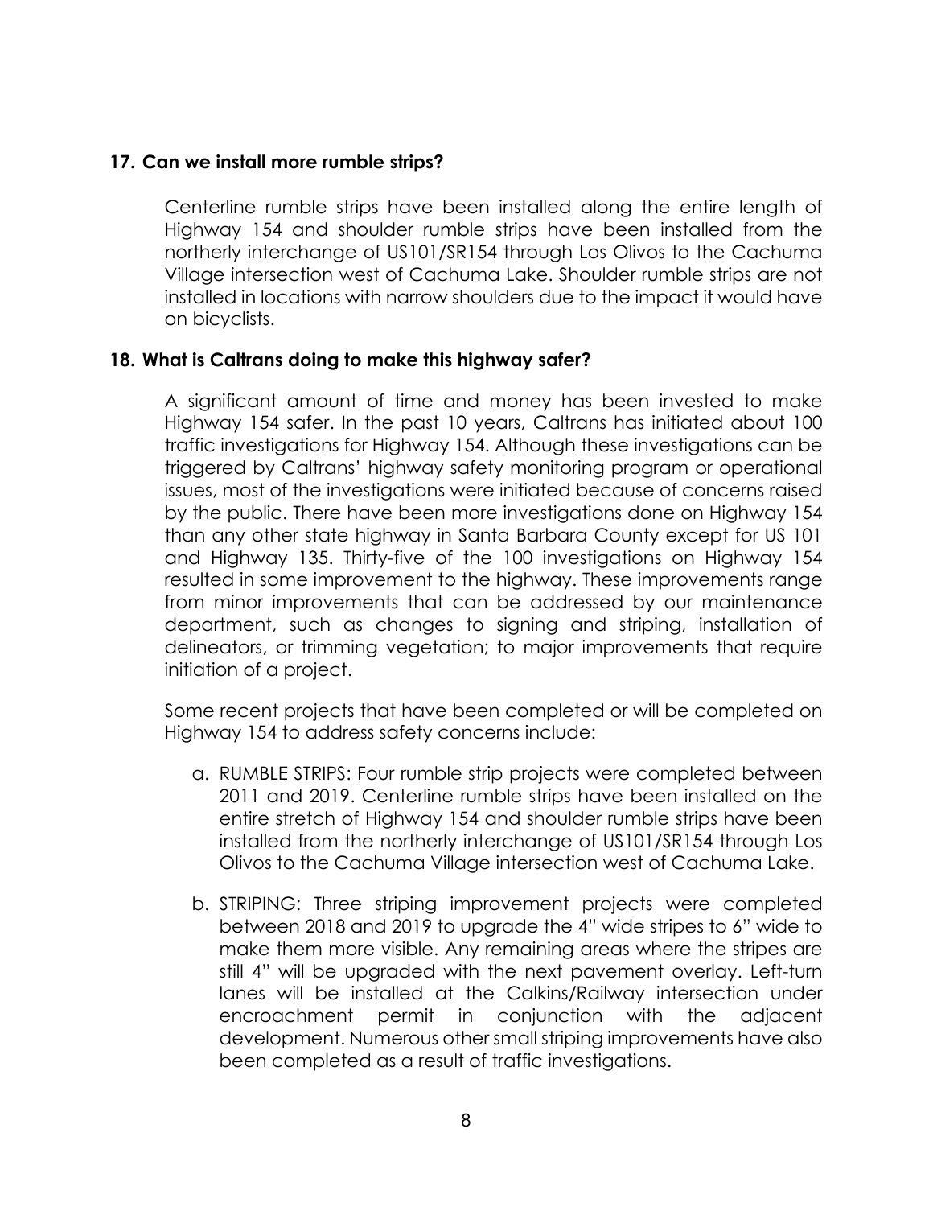**17. Can we install more rumble strips?**

Centerline rumble strips have been installed along the entire length of Highway 154 and shoulder rumble strips have been installed from the northerly interchange of US101/SR154 through Los Olivos to the Cachuma Village intersection west of Cachuma Lake. Shoulder rumble strips are not installed in locations with narrow shoulders due to the impact it would have on bicyclists.

**18. What is Caltrans doing to make this highway safer?**

A significant amount of time and money has been invested to make Highway 154 safer. In the past 10 years, Caltrans has initiated about 100 traffic investigations for Highway 154. Although these investigations can be triggered by Caltrans' highway safety monitoring program or operational issues, most of the investigations were initiated because of concerns raised by the public. There have been more investigations done on Highway 154 than any other state highway in Santa Barbara County except for US 101 and Highway 135. Thirty-five of the 100 investigations on Highway 154 resulted in some improvement to the highway. These improvements range from minor improvements that can be addressed by our maintenance department, such as changes to signing and striping, installation of delineators, or trimming vegetation; to major improvements that require initiation of a project.

Some recent projects that have been completed or will be completed on Highway 154 to address safety concerns include:

a. RUMBLE STRIPS: Four rumble strip projects were completed between 2011 and 2019. Centerline rumble strips have been installed on the entire stretch of Highway 154 and shoulder rumble strips have been installed from the northerly interchange of US101/SR154 through Los Olivos to the Cachuma Village intersection west of Cachuma Lake.

b. STRIPING: Three striping improvement projects were completed between 2018 and 2019 to upgrade the 4" wide stripes to 6" wide to make them more visible. Any remaining areas where the stripes are still 4" will be upgraded with the next pavement overlay. Left-turn lanes will be installed at the Calkins/Railway intersection under encroachment permit in conjunction with the adjacent development. Numerous other small striping improvements have also been completed as a result of traffic investigations.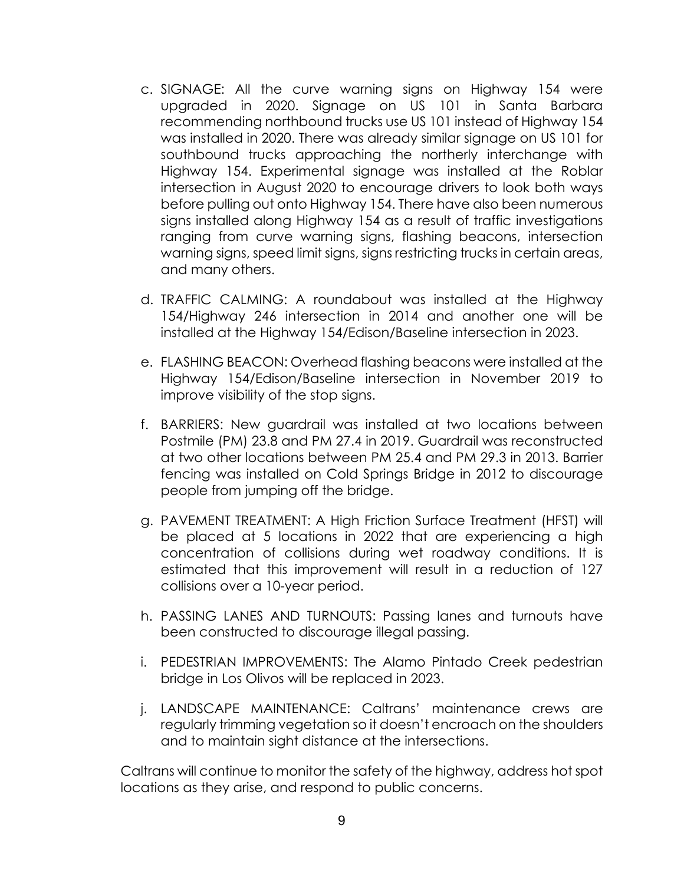c. SIGNAGE: All the curve warning signs on Highway 154 were upgraded in 2020. Signage on US 101 in Santa Barbara recommending northbound trucks use US 101 instead of Highway 154 was installed in 2020. There was already similar signage on US 101 for southbound trucks approaching the northerly interchange with Highway 154. Experimental signage was installed at the Roblar intersection in August 2020 to encourage drivers to look both ways before pulling out onto Highway 154. There have also been numerous signs installed along Highway 154 as a result of traffic investigations ranging from curve warning signs, flashing beacons, intersection warning signs, speed limit signs, signs restricting trucks in certain areas, and many others.

d. TRAFFIC CALMING: A roundabout was installed at the Highway 154/Highway 246 intersection in 2014 and another one will be installed at the Highway 154/Edison/Baseline intersection in 2023.

e. FLASHING BEACON: Overhead flashing beacons were installed at the Highway 154/Edison/Baseline intersection in November 2019 to improve visibility of the stop signs.

f. BARRIERS: New guardrail was installed at two locations between Postmile (PM) 23.8 and PM 27.4 in 2019. Guardrail was reconstructed at two other locations between PM 25.4 and PM 29.3 in 2013. Barrier fencing was installed on Cold Springs Bridge in 2012 to discourage people from jumping off the bridge.

g. PAVEMENT TREATMENT: A High Friction Surface Treatment (HFST) will be placed at 5 locations in 2022 that are experiencing a high concentration of collisions during wet roadway conditions. It is estimated that this improvement will result in a reduction of 127 collisions over a 10-year period.

h. PASSING LANES AND TURNOUTS: Passing lanes and turnouts have been constructed to discourage illegal passing.

i. PEDESTRIAN IMPROVEMENTS: The Alamo Pintado Creek pedestrian bridge in Los Olivos will be replaced in 2023.

j. LANDSCAPE MAINTENANCE: Caltrans' maintenance crews are regularly trimming vegetation so it doesn't encroach on the shoulders and to maintain sight distance at the intersections.

Caltrans will continue to monitor the safety of the highway, address hot spot locations as they arise, and respond to public concerns.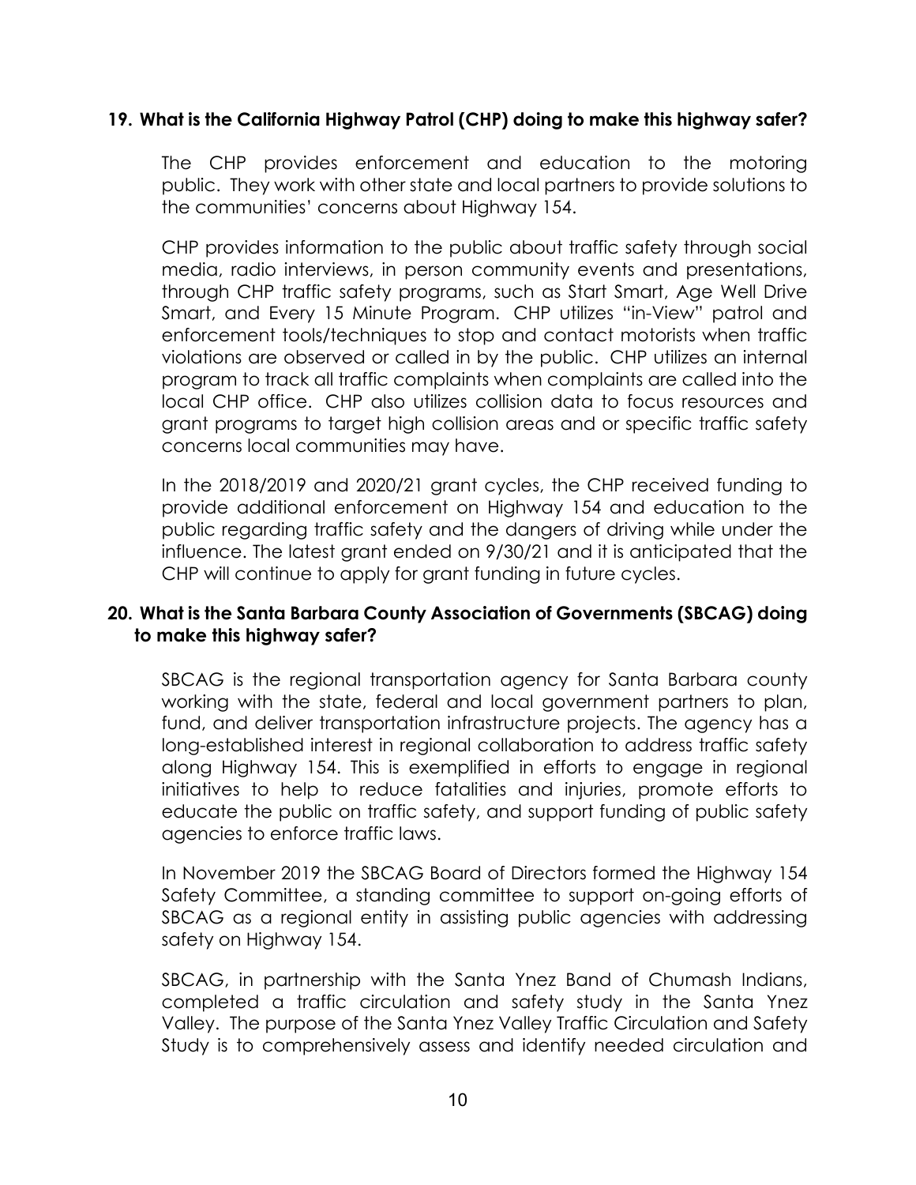**19. What is the California Highway Patrol (CHP) doing to make this highway safer?**

The CHP provides enforcement and education to the motoring public. They work with other state and local partners to provide solutions to the communities' concerns about Highway 154.

CHP provides information to the public about traffic safety through social media, radio interviews, in person community events and presentations, through CHP traffic safety programs, such as Start Smart, Age Well Drive Smart, and Every 15 Minute Program. CHP utilizes "in-View" patrol and enforcement tools/techniques to stop and contact motorists when traffic violations are observed or called in by the public. CHP utilizes an internal program to track all traffic complaints when complaints are called into the local CHP office. CHP also utilizes collision data to focus resources and grant programs to target high collision areas and or specific traffic safety concerns local communities may have.

In the 2018/2019 and 2020/21 grant cycles, the CHP received funding to provide additional enforcement on Highway 154 and education to the public regarding traffic safety and the dangers of driving while under the influence. The latest grant ended on 9/30/21 and it is anticipated that the CHP will continue to apply for grant funding in future cycles.

**20. What is the Santa Barbara County Association of Governments (SBCAG) doing to make this highway safer?**

SBCAG is the regional transportation agency for Santa Barbara county working with the state, federal and local government partners to plan, fund, and deliver transportation infrastructure projects. The agency has a long-established interest in regional collaboration to address traffic safety along Highway 154. This is exemplified in efforts to engage in regional initiatives to help to reduce fatalities and injuries, promote efforts to educate the public on traffic safety, and support funding of public safety agencies to enforce traffic laws.

In November 2019 the SBCAG Board of Directors formed the Highway 154 Safety Committee, a standing committee to support on-going efforts of SBCAG as a regional entity in assisting public agencies with addressing safety on Highway 154.

SBCAG, in partnership with the Santa Ynez Band of Chumash Indians, completed a traffic circulation and safety study in the Santa Ynez Valley. The purpose of the Santa Ynez Valley Traffic Circulation and Safety Study is to comprehensively assess and identify needed circulation and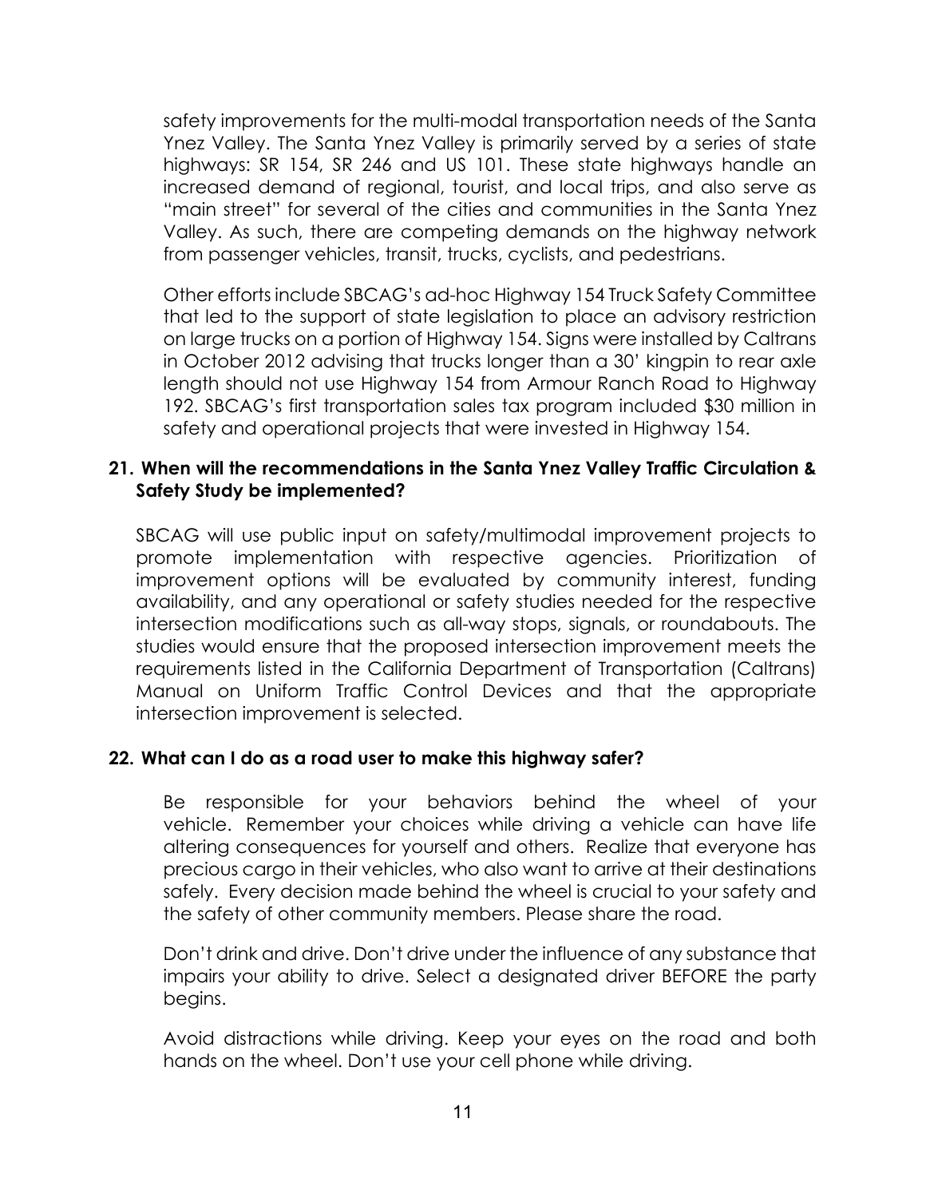safety improvements for the multi-modal transportation needs of the Santa Ynez Valley. The Santa Ynez Valley is primarily served by a series of state highways: SR 154, SR 246 and US 101. These state highways handle an increased demand of regional, tourist, and local trips, and also serve as "main street" for several of the cities and communities in the Santa Ynez Valley. As such, there are competing demands on the highway network from passenger vehicles, transit, trucks, cyclists, and pedestrians.

Other efforts include SBCAG's ad-hoc Highway 154 Truck Safety Committee that led to the support of state legislation to place an advisory restriction on large trucks on a portion of Highway 154. Signs were installed by Caltrans in October 2012 advising that trucks longer than a 30' kingpin to rear axle length should not use Highway 154 from Armour Ranch Road to Highway 192. SBCAG's first transportation sales tax program included $30 million in safety and operational projects that were invested in Highway 154.

**21. When will the recommendations in the Santa Ynez Valley Traffic Circulation & Safety Study be implemented?**

SBCAG will use public input on safety/multimodal improvement projects to promote implementation with respective agencies. Prioritization of improvement options will be evaluated by community interest, funding availability, and any operational or safety studies needed for the respective intersection modifications such as all-way stops, signals, or roundabouts. The studies would ensure that the proposed intersection improvement meets the requirements listed in the California Department of Transportation (Caltrans) Manual on Uniform Traffic Control Devices and that the appropriate intersection improvement is selected.

**22. What can I do as a road user to make this highway safer?**

Be responsible for your behaviors behind the wheel of your vehicle. Remember your choices while driving a vehicle can have life altering consequences for yourself and others. Realize that everyone has precious cargo in their vehicles, who also want to arrive at their destinations safely. Every decision made behind the wheel is crucial to your safety and the safety of other community members. Please share the road.

Don't drink and drive. Don't drive under the influence of any substance that impairs your ability to drive. Select a designated driver BEFORE the party begins.

Avoid distractions while driving. Keep your eyes on the road and both hands on the wheel. Don't use your cell phone while driving.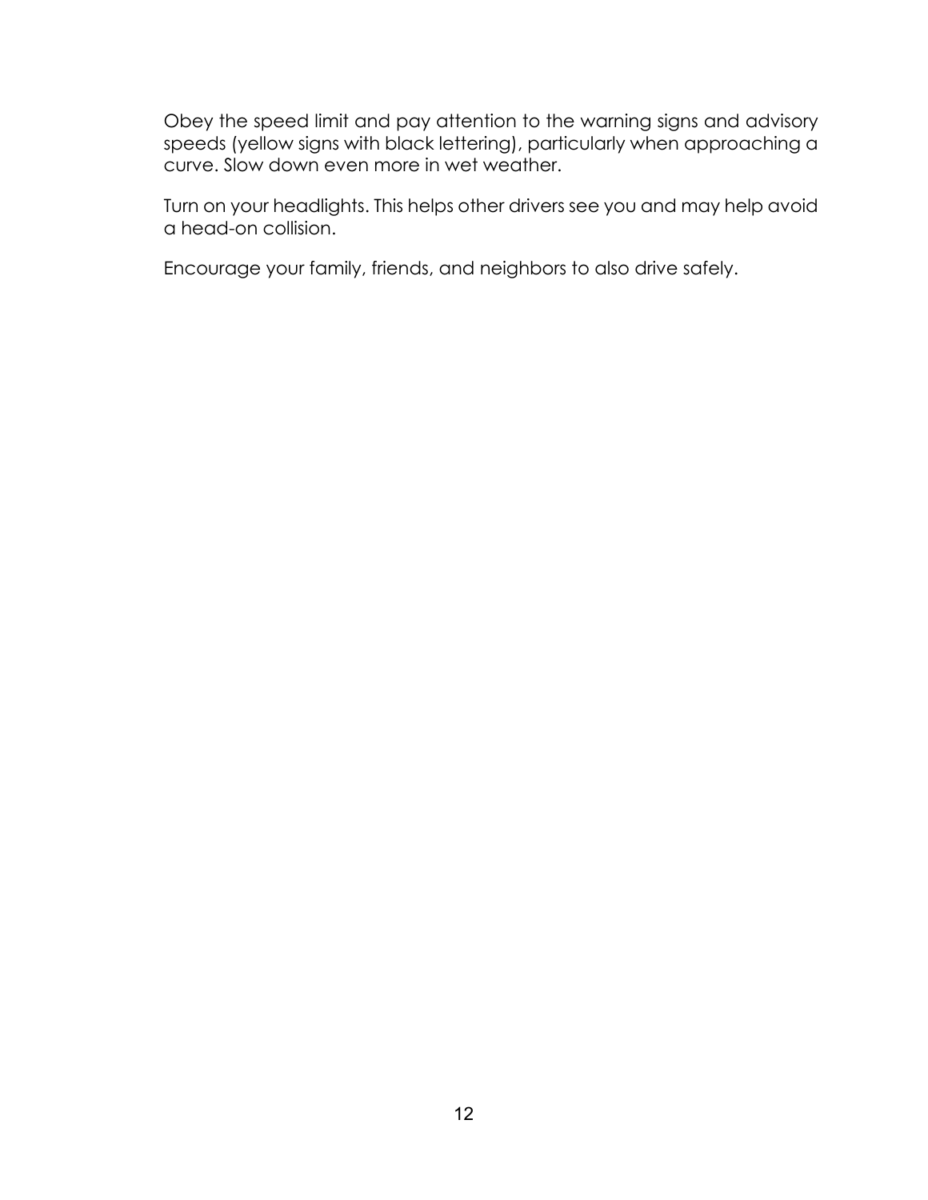Obey the speed limit and pay attention to the warning signs and advisory speeds (yellow signs with black lettering), particularly when approaching a curve. Slow down even more in wet weather.

Turn on your headlights. This helps other drivers see you and may help avoid a head-on collision.

Encourage your family, friends, and neighbors to also drive safely.